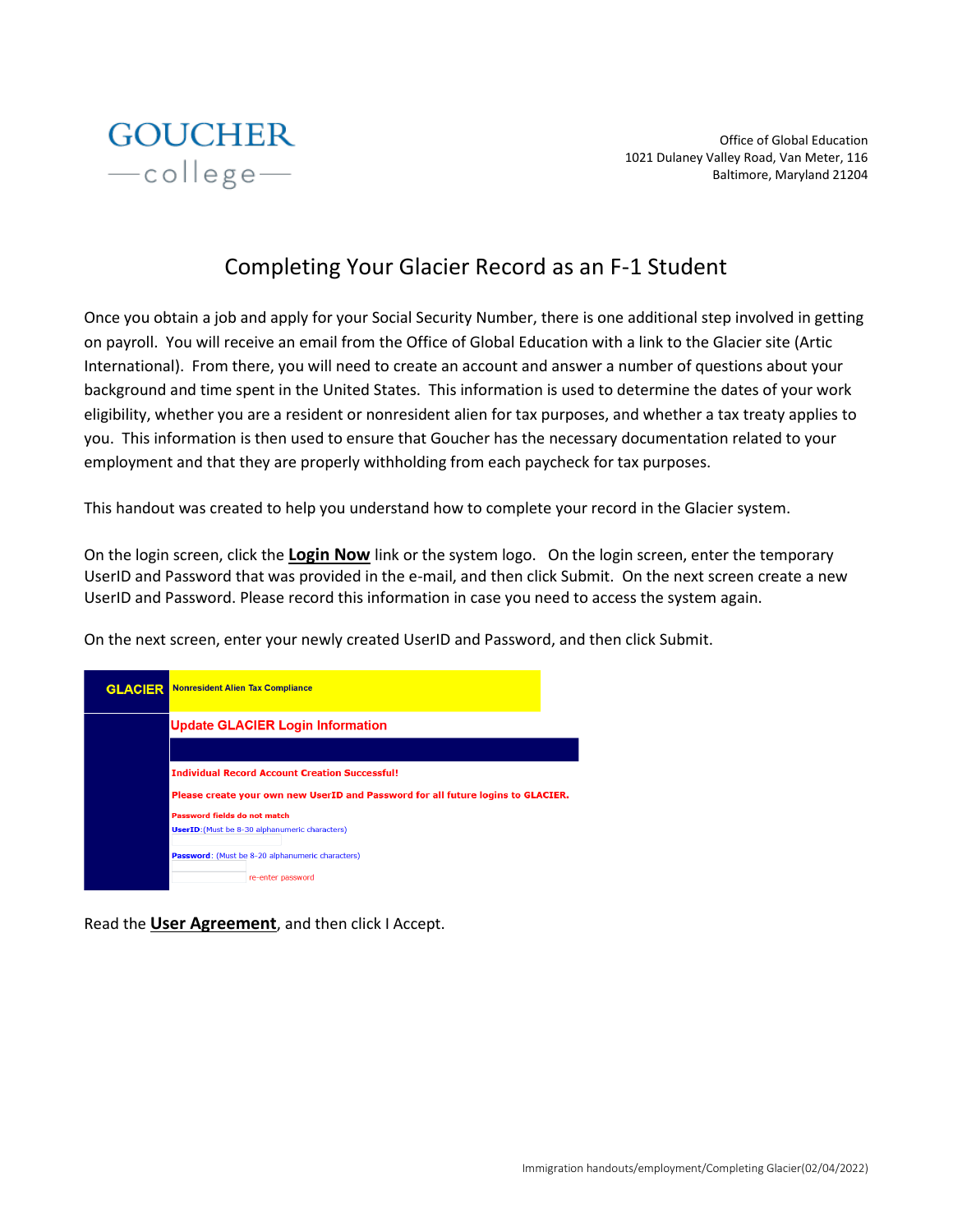GOUCHER college

Office of Global Education
1021 Dulaney Valley Road, Van Meter, 116
Baltimore, Maryland 21204

# Completing Your Glacier Record as an F-1 Student

Once you obtain a job and apply for your Social Security Number, there is one additional step involved in getting on payroll. You will receive an email from the Office of Global Education with a link to the Glacier site (Artic International). From there, you will need to create an account and answer a number of questions about your background and time spent in the United States. This information is used to determine the dates of your work eligibility, whether you are a resident or nonresident alien for tax purposes, and whether a tax treaty applies to you. This information is then used to ensure that Goucher has the necessary documentation related to your employment and that they are properly withholding from each paycheck for tax purposes.

This handout was created to help you understand how to complete your record in the Glacier system.

On the login screen, click the **Login Now** link or the system logo. On the login screen, enter the temporary UserID and Password that was provided in the e-mail, and then click Submit. On the next screen create a new UserID and Password. Please record this information in case you need to access the system again.

On the next screen, enter your newly created UserID and Password, and then click Submit.

GLACIER Nonresident Alien Tax Compliance

Update GLACIER Login Information

Individual Record Account Creation Successful!

Please create your own new UserID and Password for all future logins to GLACIER.

Password fields do not match

UserID:(Must be 8-30 alphanumeric characters)

Password: (Must be 8-20 alphanumeric characters)

re-enter password

Read the **User Agreement**, and then click I Accept.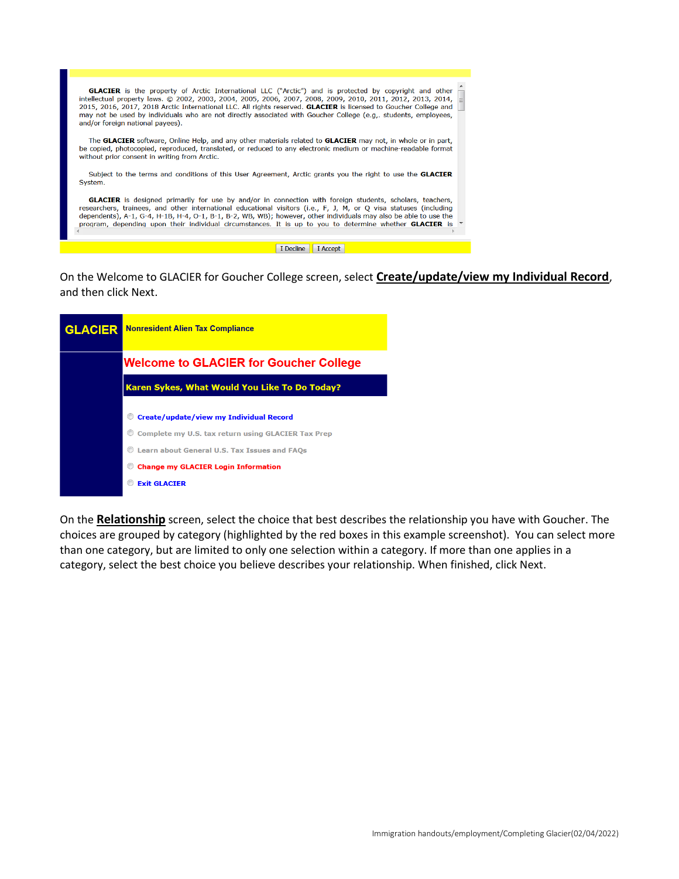**GLACIER** is the property of Arctic International LLC ("Arctic") and is protected by copyright and other intellectual property laws. © 2002, 2003, 2004, 2005, 2006, 2007, 2008, 2009, 2010, 2011, 2012, 2013, 2014, 2015, 2016, 2017, 2018 Arctic International LLC. All rights reserved. **GLACIER** is licensed to Goucher College and may not be used by individuals who are not directly associated with Goucher College (e.g,. students, employees, and/or foreign national payees).

The **GLACIER** software, Online Help, and any other materials related to **GLACIER** may not, in whole or in part, be copied, photocopied, reproduced, translated, or reduced to any electronic medium or machine-readable format without prior consent in writing from Arctic.

Subject to the terms and conditions of this User Agreement, Arctic grants you the right to use the **GLACIER** System.

**GLACIER** is designed primarily for use by and/or in connection with foreign students, scholars, teachers, researchers, trainees, and other international educational visitors (i.e., F, J, M, or Q visa statuses (including dependents), A-1, G-4, H-1B, H-4, O-1, B-1, B-2, WB, WB); however, other individuals may also be able to use the program, depending upon their individual circumstances. It is up to you to determine whether **GLACIER** is

I Decline | I Accept

On the Welcome to GLACIER for Goucher College screen, select **Create/update/view my Individual Record**, and then click Next.

**GLACIER** Nonresident Alien Tax Compliance

**Welcome to GLACIER for Goucher College**

**Karen Sykes, What Would You Like To Do Today?**

- Create/update/view my Individual Record
- Complete my U.S. tax return using GLACIER Tax Prep
- Learn about General U.S. Tax Issues and FAQs
- Change my GLACIER Login Information
- Exit GLACIER

On the **Relationship** screen, select the choice that best describes the relationship you have with Goucher. The choices are grouped by category (highlighted by the red boxes in this example screenshot). You can select more than one category, but are limited to only one selection within a category. If more than one applies in a category, select the best choice you believe describes your relationship. When finished, click Next.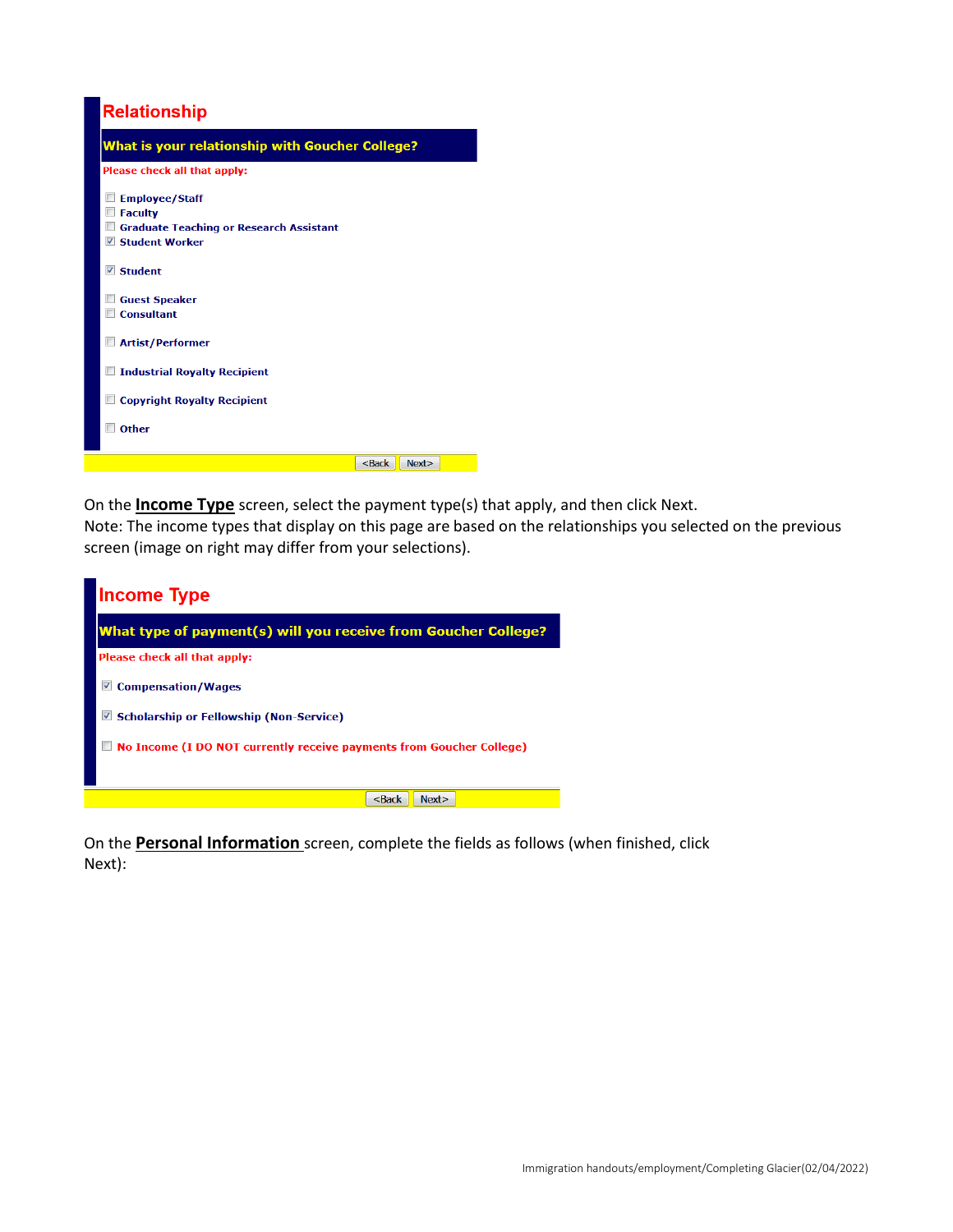## Relationship

**What is your relationship with Goucher College?**

Please check all that apply:

- [ ] Employee/Staff
- [ ] Faculty
- [ ] Graduate Teaching or Research Assistant
- [x] Student Worker

- [x] Student

- [ ] Guest Speaker
- [ ] Consultant

- [ ] Artist/Performer

- [ ] Industrial Royalty Recipient

- [ ] Copyright Royalty Recipient

- [ ] Other

<Back Next>

On the **Income Type** screen, select the payment type(s) that apply, and then click Next.
Note: The income types that display on this page are based on the relationships you selected on the previous screen (image on right may differ from your selections).

## Income Type

**What type of payment(s) will you receive from Goucher College?**

Please check all that apply:

- [x] Compensation/Wages

- [x] Scholarship or Fellowship (Non-Service)

- [ ] No Income (I DO NOT currently receive payments from Goucher College)

<Back Next>

On the **Personal Information** screen, complete the fields as follows (when finished, click Next):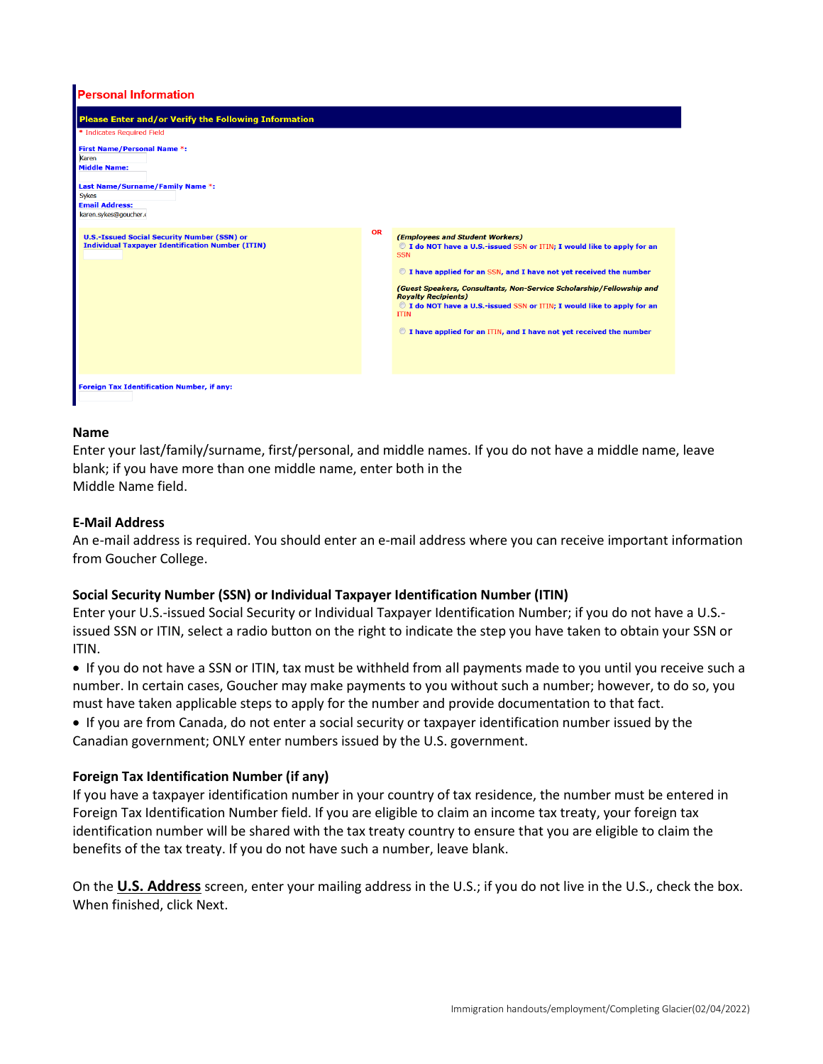**Personal Information**

**Please Enter and/or Verify the Following Information**

\* Indicates Required Field

**First Name/Personal Name \*:**
Karen

**Middle Name:**

**Last Name/Surname/Family Name \*:**
Sykes

**Email Address:**
karen.sykes@goucher.e

**U.S.-Issued Social Security Number (SSN) or Individual Taxpayer Identification Number (ITIN)**

OR

*(Employees and Student Workers)*

- I do NOT have a U.S.-issued SSN or ITIN; I would like to apply for an SSN
- I have applied for an SSN, and I have not yet received the number

*(Guest Speakers, Consultants, Non-Service Scholarship/Fellowship and Royalty Recipients)*

- I do NOT have a U.S.-issued SSN or ITIN; I would like to apply for an ITIN
- I have applied for an ITIN, and I have not yet received the number

**Foreign Tax Identification Number, if any:**

**Name**

Enter your last/family/surname, first/personal, and middle names. If you do not have a middle name, leave blank; if you have more than one middle name, enter both in the Middle Name field.

**E-Mail Address**

An e-mail address is required. You should enter an e-mail address where you can receive important information from Goucher College.

**Social Security Number (SSN) or Individual Taxpayer Identification Number (ITIN)**

Enter your U.S.-issued Social Security or Individual Taxpayer Identification Number; if you do not have a U.S.-issued SSN or ITIN, select a radio button on the right to indicate the step you have taken to obtain your SSN or ITIN.

- If you do not have a SSN or ITIN, tax must be withheld from all payments made to you until you receive such a number. In certain cases, Goucher may make payments to you without such a number; however, to do so, you must have taken applicable steps to apply for the number and provide documentation to that fact.
- If you are from Canada, do not enter a social security or taxpayer identification number issued by the Canadian government; ONLY enter numbers issued by the U.S. government.

**Foreign Tax Identification Number (if any)**

If you have a taxpayer identification number in your country of tax residence, the number must be entered in Foreign Tax Identification Number field. If you are eligible to claim an income tax treaty, your foreign tax identification number will be shared with the tax treaty country to ensure that you are eligible to claim the benefits of the tax treaty. If you do not have such a number, leave blank.

On the **U.S. Address** screen, enter your mailing address in the U.S.; if you do not live in the U.S., check the box. When finished, click Next.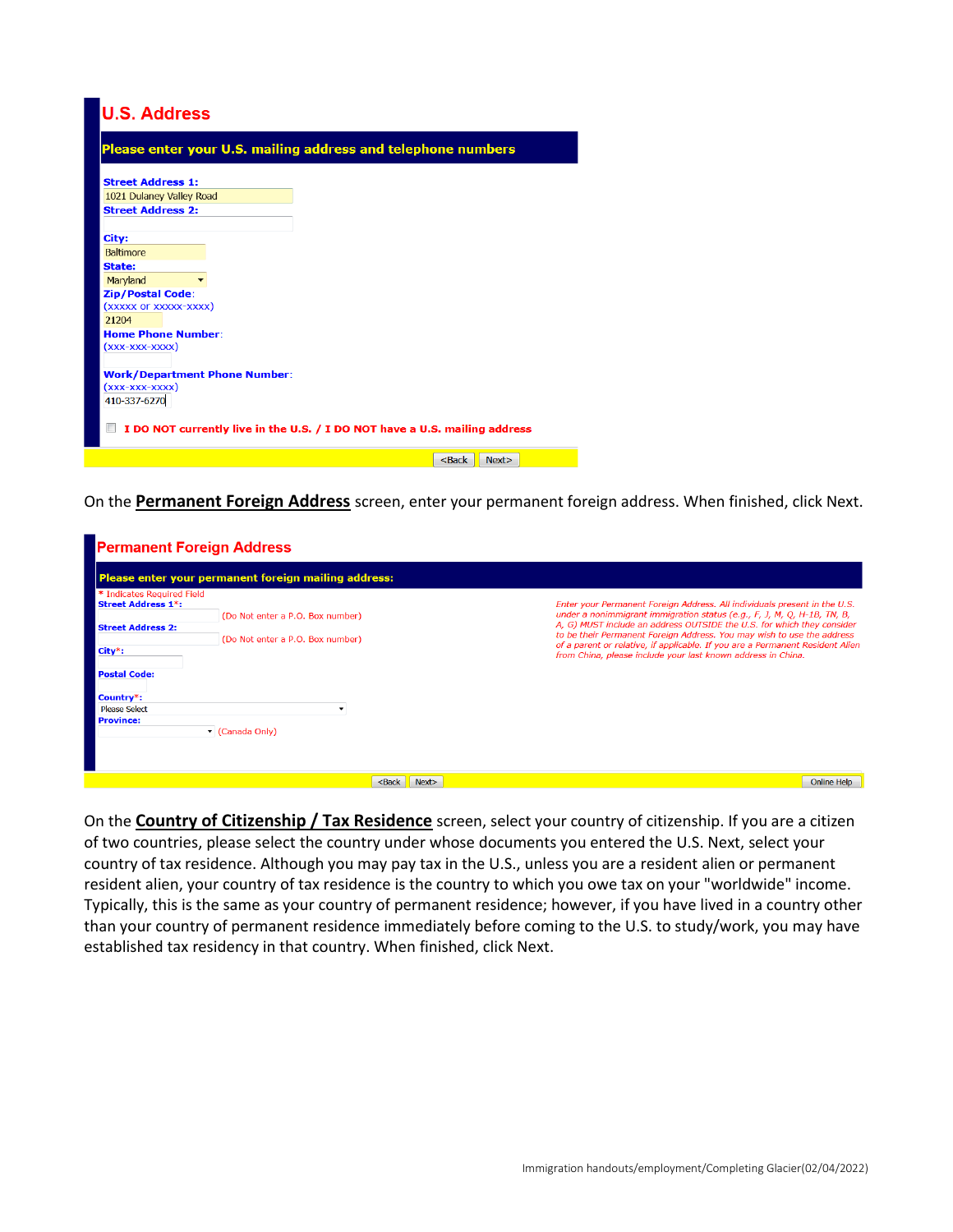## U.S. Address

**Please enter your U.S. mailing address and telephone numbers**

**Street Address 1:**
1021 Dulaney Valley Road

**Street Address 2:**

**City:**
Baltimore

**State:**
Maryland

**Zip/Postal Code:**
(xxxxx or xxxxx-xxxx)
21204

**Home Phone Number:**
(xxx-xxx-xxxx)

**Work/Department Phone Number:**
(xxx-xxx-xxxx)
410-337-6270

☐ **I DO NOT currently live in the U.S. / I DO NOT have a U.S. mailing address**

<Back | Next>

On the **Permanent Foreign Address** screen, enter your permanent foreign address. When finished, click Next.

## Permanent Foreign Address

**Please enter your permanent foreign mailing address:**

\* Indicates Required Field

**Street Address 1\*:** (Do Not enter a P.O. Box number)

**Street Address 2:** (Do Not enter a P.O. Box number)

**City\*:**

**Postal Code:**

**Country\*:** Please Select

**Province:** (Canada Only)

*Enter your Permanent Foreign Address. All individuals present in the U.S. under a nonimmigrant immigration status (e.g., F, J, M, Q, H-1B, TN, B, A, G) MUST include an address OUTSIDE the U.S. for which they consider to be their Permanent Foreign Address. You may wish to use the address of a parent or relative, if applicable. If you are a Permanent Resident Alien from China, please include your last known address in China.*

<Back | Next> | Online Help

On the **Country of Citizenship / Tax Residence** screen, select your country of citizenship. If you are a citizen of two countries, please select the country under whose documents you entered the U.S. Next, select your country of tax residence. Although you may pay tax in the U.S., unless you are a resident alien or permanent resident alien, your country of tax residence is the country to which you owe tax on your "worldwide" income. Typically, this is the same as your country of permanent residence; however, if you have lived in a country other than your country of permanent residence immediately before coming to the U.S. to study/work, you may have established tax residency in that country. When finished, click Next.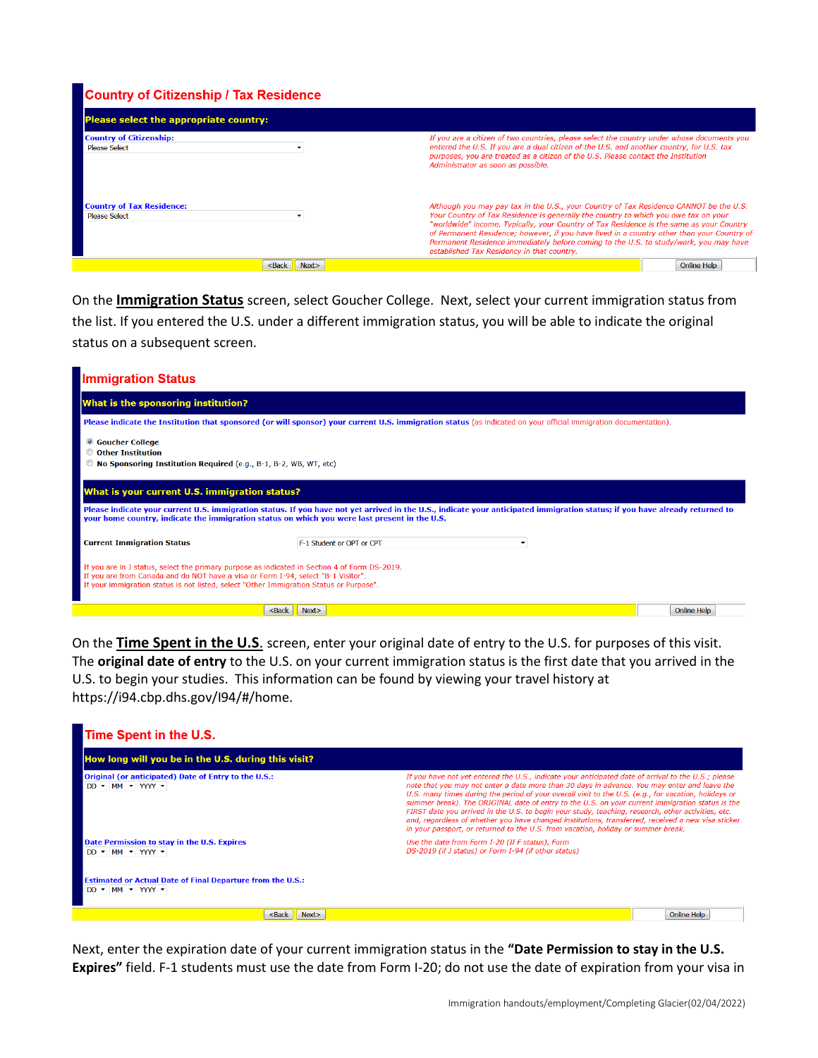## Country of Citizenship / Tax Residence

**Please select the appropriate country:**

**Country of Citizenship:**
Please Select

*If you are a citizen of two countries, please select the country under whose documents you entered the U.S. If you are a dual citizen of the U.S. and another country, for U.S. tax purposes, you are treated as a citizen of the U.S. Please contact the Institution Administrator as soon as possible.*

**Country of Tax Residence:**
Please Select

*Although you may pay tax in the U.S., your Country of Tax Residence CANNOT be the U.S. Your Country of Tax Residence is generally the country to which you owe tax on your "worldwide" income. Typically, your Country of Tax Residence is the same as your Country of Permanent Residence; however, if you have lived in a country other than your Country of Permanent Residence immediately before coming to the U.S. to study/work, you may have established Tax Residency in that country.*

<Back | Next> | Online Help

On the **Immigration Status** screen, select Goucher College. Next, select your current immigration status from the list. If you entered the U.S. under a different immigration status, you will be able to indicate the original status on a subsequent screen.

## Immigration Status

**What is the sponsoring institution?**

**Please indicate the Institution that sponsored (or will sponsor) your current U.S. immigration status** (as indicated on your official immigration documentation).

- **Goucher College**
- **Other Institution**
- **No Sponsoring Institution Required** (e.g., B-1, B-2, WB, WT, etc)

**What is your current U.S. immigration status?**

**Please indicate your current U.S. immigration status. If you have not yet arrived in the U.S., indicate your anticipated immigration status; if you have already returned to your home country, indicate the immigration status on which you were last present in the U.S.**

**Current Immigration Status** — F-1 Student or OPT or CPT

If you are in J status, select the primary purpose as indicated in Section 4 of Form DS-2019.
If you are from Canada and do NOT have a visa or Form I-94, select "B-1 Visitor".
If your immigration status is not listed, select "Other Immigration Status or Purpose".

<Back | Next> | Online Help

On the **Time Spent in the U.S.** screen, enter your original date of entry to the U.S. for purposes of this visit. The **original date of entry** to the U.S. on your current immigration status is the first date that you arrived in the U.S. to begin your studies. This information can be found by viewing your travel history at https://i94.cbp.dhs.gov/I94/#/home.

## Time Spent in the U.S.

**How long will you be in the U.S. during this visit?**

**Original (or anticipated) Date of Entry to the U.S.:**
DD MM YYYY

*If you have not yet entered the U.S., indicate your anticipated date of arrival to the U.S.; please note that you may not enter a date more than 30 days in advance. You may enter and leave the U.S. many times during the period of your overall visit to the U.S. (e.g., for vacation, holidays or summer break). The ORIGINAL date of entry to the U.S. on your current immigration status is the FIRST date you arrived in the U.S. to begin your study, teaching, research, other activities, etc. and, regardless of whether you have changed institutions, transferred, received a new visa sticker in your passport, or returned to the U.S. from vacation, holiday or summer break.*

**Date Permission to stay in the U.S. Expires**
DD MM YYYY

*Use the date from Form I-20 (if F status), Form DS-2019 (if J status) or Form I-94 (if other status)*

**Estimated or Actual Date of Final Departure from the U.S.:**
DD MM YYYY

<Back | Next> | Online Help

Next, enter the expiration date of your current immigration status in the **"Date Permission to stay in the U.S. Expires"** field. F-1 students must use the date from Form I-20; do not use the date of expiration from your visa in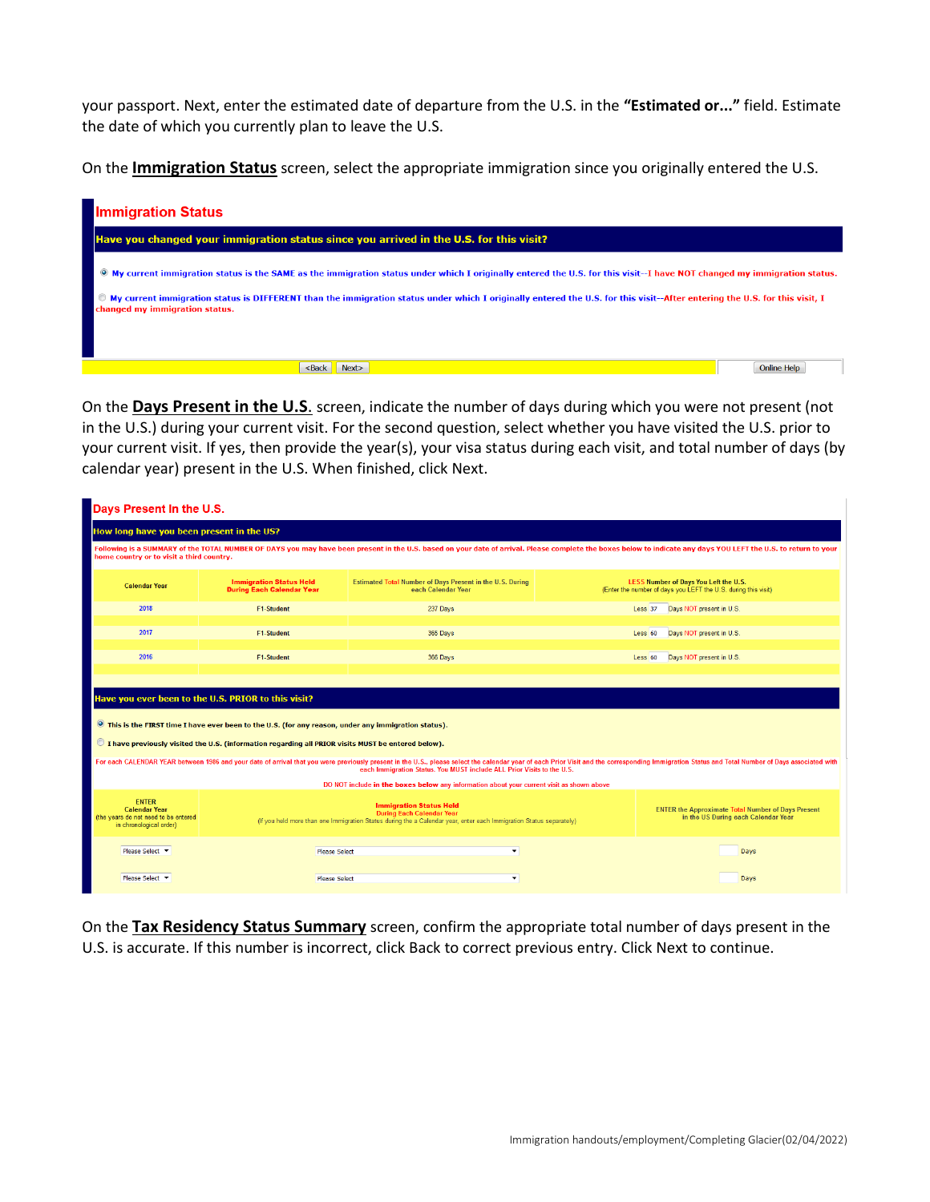your passport. Next, enter the estimated date of departure from the U.S. in the **"Estimated or..."** field. Estimate the date of which you currently plan to leave the U.S.

On the **Immigration Status** screen, select the appropriate immigration since you originally entered the U.S.

**Immigration Status**

**Have you changed your immigration status since you arrived in the U.S. for this visit?**

- (selected) My current immigration status is the SAME as the immigration status under which I originally entered the U.S. for this visit--I have NOT changed my immigration status.
- My current immigration status is DIFFERENT than the immigration status under which I originally entered the U.S. for this visit--After entering the U.S. for this visit, I changed my immigration status.

<Back | Next> | Online Help

On the **Days Present in the U.S.** screen, indicate the number of days during which you were not present (not in the U.S.) during your current visit. For the second question, select whether you have visited the U.S. prior to your current visit. If yes, then provide the year(s), your visa status during each visit, and total number of days (by calendar year) present in the U.S. When finished, click Next.

**Days Present In the U.S.**

**How long have you been present in the US?**

Following is a SUMMARY of the TOTAL NUMBER OF DAYS you may have been present in the U.S. based on your date of arrival. Please complete the boxes below to indicate any days YOU LEFT the U.S. to return to your home country or to visit a third country.

| Calendar Year | Immigration Status Held During Each Calendar Year | Estimated Total Number of Days Present in the U.S. During each Calendar Year | LESS Number of Days You Left the U.S. (Enter the number of days you LEFT the U.S. during this visit) |
|---|---|---|---|
| 2018 | F1-Student | 237 Days | Less 37 Days NOT present in U.S. |
| 2017 | F1-Student | 365 Days | Less 60 Days NOT present in U.S. |
| 2016 | F1-Student | 366 Days | Less 60 Days NOT present in U.S. |

**Have you ever been to the U.S. PRIOR to this visit?**

- (selected) This is the FIRST time I have ever been to the U.S. (for any reason, under any immigration status).
- I have previously visited the U.S. (information regarding all PRIOR visits MUST be entered below).

For each CALENDAR YEAR between 1986 and your date of arrival that you were previously present in the U.S., please select the calendar year of each Prior Visit and the corresponding Immigration Status and Total Number of Days associated with each Immigration Status. You MUST include ALL Prior Visits to the U.S.

DO NOT include in the boxes below any information about your current visit as shown above

| ENTER Calendar Year (the years do not need to be entered in chronological order) | Immigration Status Held During Each Calendar Year (If you held more than one Immigration Status during the a Calendar Year, enter each Immigration Status separately) | ENTER the Approximate Total Number of Days Present in the US During each Calendar Year |
|---|---|---|
| Please Select | Please Select | Days |
| Please Select | Please Select | Days |

On the **Tax Residency Status Summary** screen, confirm the appropriate total number of days present in the U.S. is accurate. If this number is incorrect, click Back to correct previous entry. Click Next to continue.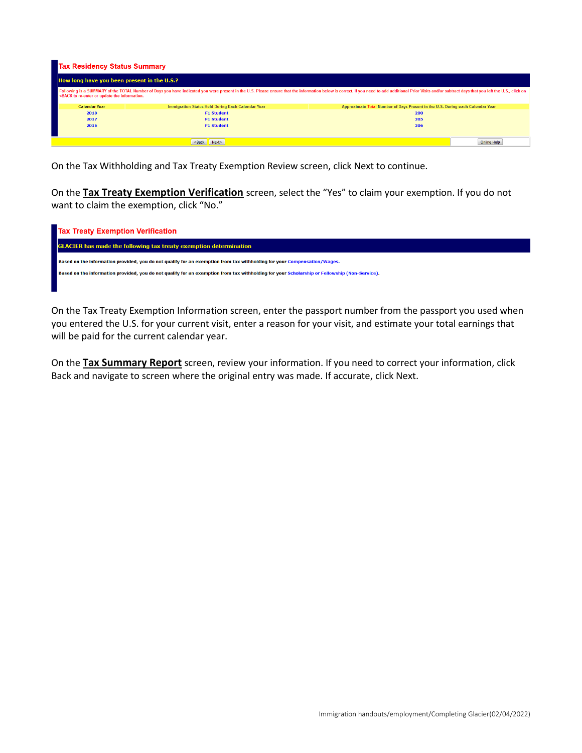**Tax Residency Status Summary**

**How long have you been present in the U.S.?**

Following is a SUMMARY of the TOTAL Number of Days you have indicated you were present in the U.S. Please ensure that the information below is correct. If you need to add additional Prior Visits and/or subtract days that you left the U.S., click on <BACK to re-enter or update the information.

| Calendar Year | Immigration Status Held During Each Calendar Year | Approximate Total Number of Days Present in the U.S. During each Calendar Year |
|---|---|---|
| 2018 | F1 Student | 200 |
| 2017 | F1 Student | 305 |
| 2016 | F1 Student | 306 |

<Back Next> Online Help

On the Tax Withholding and Tax Treaty Exemption Review screen, click Next to continue.

On the **Tax Treaty Exemption Verification** screen, select the "Yes" to claim your exemption. If you do not want to claim the exemption, click "No."

**Tax Treaty Exemption Verification**

**GLACIER has made the following tax treaty exemption determination**

Based on the information provided, you do not qualify for an exemption from tax withholding for your Compensation/Wages.

Based on the information provided, you do not qualify for an exemption from tax withholding for your Scholarship or Fellowship (Non-Service).

On the Tax Treaty Exemption Information screen, enter the passport number from the passport you used when you entered the U.S. for your current visit, enter a reason for your visit, and estimate your total earnings that will be paid for the current calendar year.

On the **Tax Summary Report** screen, review your information. If you need to correct your information, click Back and navigate to screen where the original entry was made. If accurate, click Next.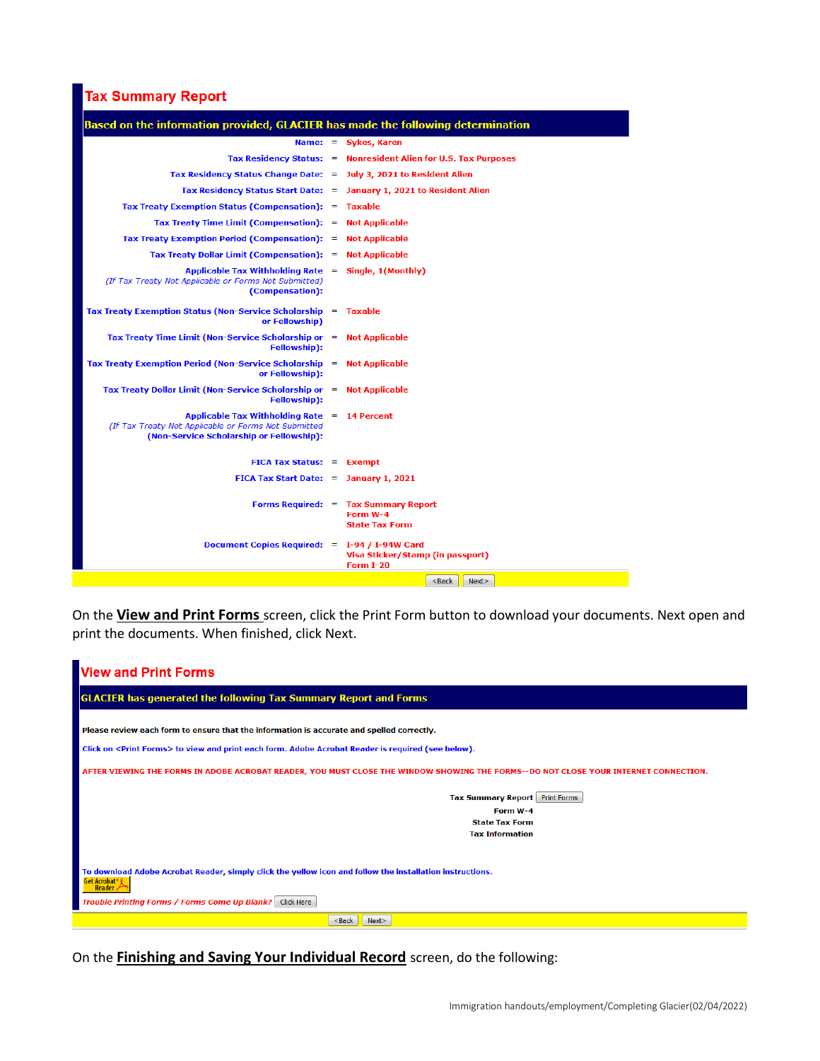## Tax Summary Report

**Based on the information provided, GLACIER has made the following determination**

| | | |
|---|---|---|
| Name: | = | Sykes, Karen |
| Tax Residency Status: | = | Nonresident Alien for U.S. Tax Purposes |
| Tax Residency Status Change Date: | = | July 3, 2021 to Resident Alien |
| Tax Residency Status Start Date: | = | January 1, 2021 to Resident Alien |
| Tax Treaty Exemption Status (Compensation): | = | Taxable |
| Tax Treaty Time Limit (Compensation): | = | Not Applicable |
| Tax Treaty Exemption Period (Compensation): | = | Not Applicable |
| Tax Treaty Dollar Limit (Compensation): | = | Not Applicable |
| Applicable Tax Withholding Rate *(If Tax Treaty Not Applicable or Forms Not Submitted)* (Compensation): | = | Single, 1(Monthly) |
| Tax Treaty Exemption Status (Non-Service Scholarship or Fellowship) | = | Taxable |
| Tax Treaty Time Limit (Non-Service Scholarship or Fellowship): | = | Not Applicable |
| Tax Treaty Exemption Period (Non-Service Scholarship or Fellowship): | = | Not Applicable |
| Tax Treaty Dollar Limit (Non-Service Scholarship or Fellowship): | = | Not Applicable |
| Applicable Tax Withholding Rate *(If Tax Treaty Not Applicable or Forms Not Submitted* (Non-Service Scholarship or Fellowship): | = | 14 Percent |
| FICA Tax Status: | = | Exempt |
| FICA Tax Start Date: | = | January 1, 2021 |
| Forms Required: | = | Tax Summary Report<br>Form W-4<br>State Tax Form |
| Document Copies Required: | = | I-94 / I-94W Card<br>Visa Sticker/Stamp (in passport)<br>Form I-20 |

<Back | Next>

On the **View and Print Forms** screen, click the Print Form button to download your documents. Next open and print the documents. When finished, click Next.

## View and Print Forms

**GLACIER has generated the following Tax Summary Report and Forms**

**Please review each form to ensure that the information is accurate and spelled correctly.**

Click on <Print Forms> to view and print each form. Adobe Acrobat Reader is required (see below).

AFTER VIEWING THE FORMS IN ADOBE ACROBAT READER, YOU MUST CLOSE THE WINDOW SHOWING THE FORMS--DO NOT CLOSE YOUR INTERNET CONNECTION.

Tax Summary Report [Print Forms]
Form W-4
State Tax Form
Tax Information

To download Adobe Acrobat Reader, simply click the yellow icon and follow the installation instructions.

Get Acrobat Reader

*Trouble Printing Forms / Forms Come Up Blank?* [Click Here]

<Back | Next>

On the **Finishing and Saving Your Individual Record** screen, do the following: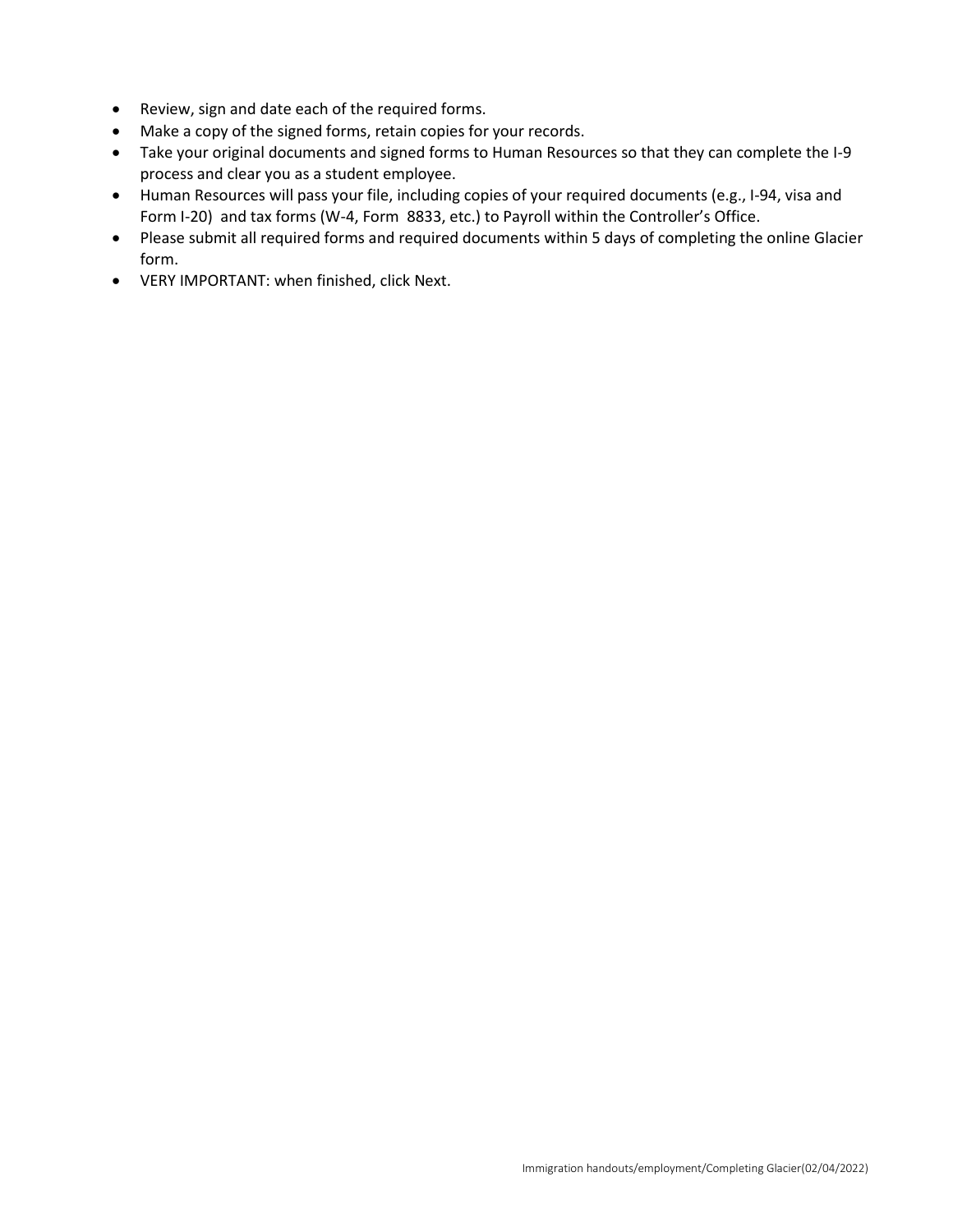- Review, sign and date each of the required forms.
- Make a copy of the signed forms, retain copies for your records.
- Take your original documents and signed forms to Human Resources so that they can complete the I-9 process and clear you as a student employee.
- Human Resources will pass your file, including copies of your required documents (e.g., I-94, visa and Form I-20) and tax forms (W-4, Form 8833, etc.) to Payroll within the Controller's Office.
- Please submit all required forms and required documents within 5 days of completing the online Glacier form.
- VERY IMPORTANT: when finished, click Next.